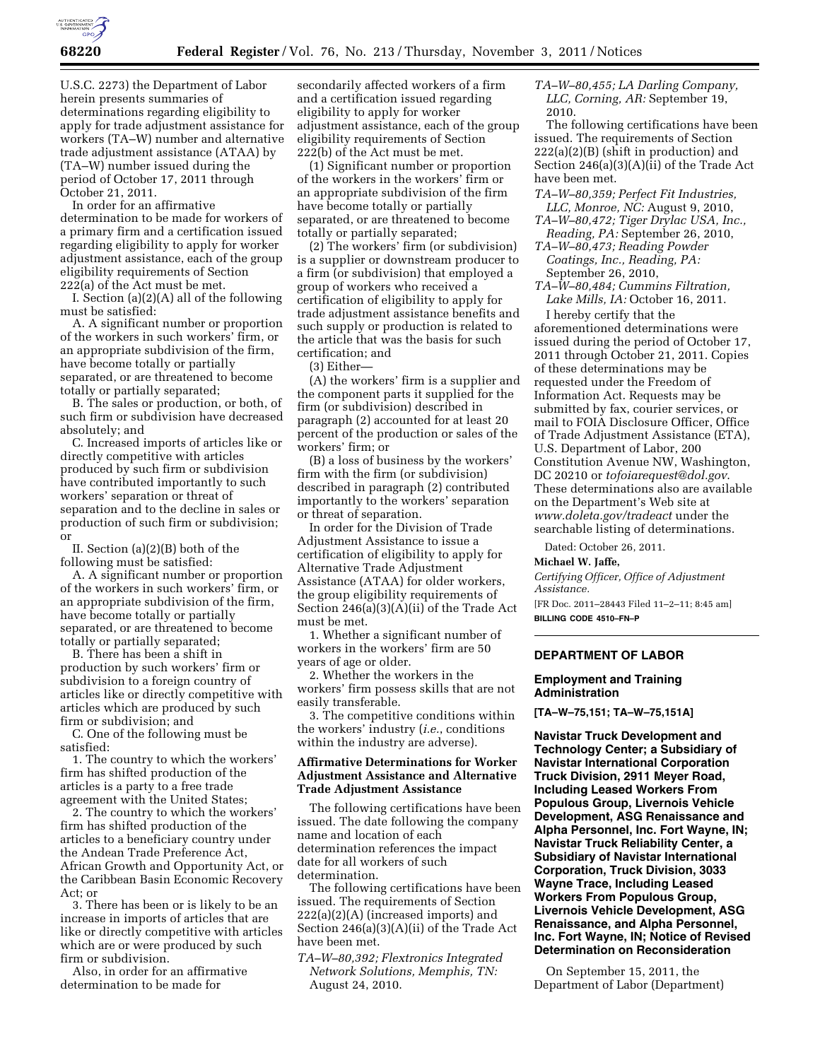U.S.C. 2273) the Department of Labor herein presents summaries of determinations regarding eligibility to apply for trade adjustment assistance for workers (TA–W) number and alternative trade adjustment assistance (ATAA) by (TA–W) number issued during the period of October 17, 2011 through October 21, 2011.

In order for an affirmative determination to be made for workers of a primary firm and a certification issued regarding eligibility to apply for worker adjustment assistance, each of the group eligibility requirements of Section 222(a) of the Act must be met.

I. Section (a)(2)(A) all of the following must be satisfied:

A. A significant number or proportion of the workers in such workers' firm, or an appropriate subdivision of the firm, have become totally or partially separated, or are threatened to become totally or partially separated;

B. The sales or production, or both, of such firm or subdivision have decreased absolutely; and

C. Increased imports of articles like or directly competitive with articles produced by such firm or subdivision have contributed importantly to such workers' separation or threat of separation and to the decline in sales or production of such firm or subdivision; or

II. Section (a)(2)(B) both of the following must be satisfied:

A. A significant number or proportion of the workers in such workers' firm, or an appropriate subdivision of the firm, have become totally or partially separated, or are threatened to become totally or partially separated;

B. There has been a shift in production by such workers' firm or subdivision to a foreign country of articles like or directly competitive with articles which are produced by such firm or subdivision; and

C. One of the following must be satisfied:

1. The country to which the workers' firm has shifted production of the articles is a party to a free trade agreement with the United States;

2. The country to which the workers' firm has shifted production of the articles to a beneficiary country under the Andean Trade Preference Act, African Growth and Opportunity Act, or the Caribbean Basin Economic Recovery Act; or

3. There has been or is likely to be an increase in imports of articles that are like or directly competitive with articles which are or were produced by such firm or subdivision.

Also, in order for an affirmative determination to be made for secondarily affected workers of a firm and a certification issued regarding eligibility to apply for worker adjustment assistance, each of the group eligibility requirements of Section 222(b) of the Act must be met.

(1) Significant number or proportion of the workers in the workers' firm or an appropriate subdivision of the firm have become totally or partially separated, or are threatened to become totally or partially separated;

(2) The workers' firm (or subdivision) is a supplier or downstream producer to a firm (or subdivision) that employed a group of workers who received a certification of eligibility to apply for trade adjustment assistance benefits and such supply or production is related to the article that was the basis for such certification; and

(3) Either—

(A) the workers' firm is a supplier and the component parts it supplied for the firm (or subdivision) described in paragraph (2) accounted for at least 20 percent of the production or sales of the workers' firm; or

(B) a loss of business by the workers' firm with the firm (or subdivision) described in paragraph (2) contributed importantly to the workers' separation or threat of separation.

In order for the Division of Trade Adjustment Assistance to issue a certification of eligibility to apply for Alternative Trade Adjustment Assistance (ATAA) for older workers, the group eligibility requirements of Section 246(a)(3)(A)(ii) of the Trade Act must be met.

1. Whether a significant number of workers in the workers' firm are 50 years of age or older.

2. Whether the workers in the workers' firm possess skills that are not easily transferable.

3. The competitive conditions within the workers' industry (*i.e.*, conditions within the industry are adverse).

### Affirmative Determinations for Worker Adjustment Assistance and Alternative Trade Adjustment Assistance

The following certifications have been issued. The date following the company name and location of each determination references the impact date for all workers of such determination.

The following certifications have been issued. The requirements of Section 222(a)(2)(A) (increased imports) and Section 246(a)(3)(A)(ii) of the Trade Act have been met.

*TA–W–80,392; Flextronics Integrated Network Solutions, Memphis, TN:* August 24, 2010.

*TA–W–80,455; LA Darling Company, LLC, Corning, AR:* September 19, 2010.

The following certifications have been issued. The requirements of Section 222(a)(2)(B) (shift in production) and Section 246(a)(3)(A)(ii) of the Trade Act have been met.

*TA–W–80,359; Perfect Fit Industries, LLC, Monroe, NC:* August 9, 2010,

*TA–W–80,472; Tiger Drylac USA, Inc., Reading, PA:* September 26, 2010,

*TA–W–80,473; Reading Powder Coatings, Inc., Reading, PA:* September 26, 2010,

*TA–W–80,484; Cummins Filtration, Lake Mills, IA:* October 16, 2011.

I hereby certify that the aforementioned determinations were issued during the period of October 17, 2011 through October 21, 2011. Copies of these determinations may be requested under the Freedom of Information Act. Requests may be submitted by fax, courier services, or mail to FOIA Disclosure Officer, Office of Trade Adjustment Assistance (ETA), U.S. Department of Labor, 200 Constitution Avenue NW, Washington, DC 20210 or *tofoiarequest@dol.gov*. These determinations also are available on the Department's Web site at *www.doleta.gov/tradeact* under the searchable listing of determinations.

Dated: October 26, 2011.

**Michael W. Jaffe,**

*Certifying Officer, Office of Adjustment Assistance.*

[FR Doc. 2011–28443 Filed 11–2–11; 8:45 am]

**BILLING CODE 4510–FN–P**

---

## DEPARTMENT OF LABOR

### Employment and Training Administration

**[TA–W–75,151; TA–W–75,151A]**

### Navistar Truck Development and Technology Center; a Subsidiary of Navistar International Corporation Truck Division, 2911 Meyer Road, Including Leased Workers From Populous Group, Livernois Vehicle Development, ASG Renaissance and Alpha Personnel, Inc. Fort Wayne, IN; Navistar Truck Reliability Center, a Subsidiary of Navistar International Corporation, Truck Division, 3033 Wayne Trace, Including Leased Workers From Populous Group, Livernois Vehicle Development, ASG Renaissance, and Alpha Personnel, Inc. Fort Wayne, IN; Notice of Revised Determination on Reconsideration

On September 15, 2011, the Department of Labor (Department)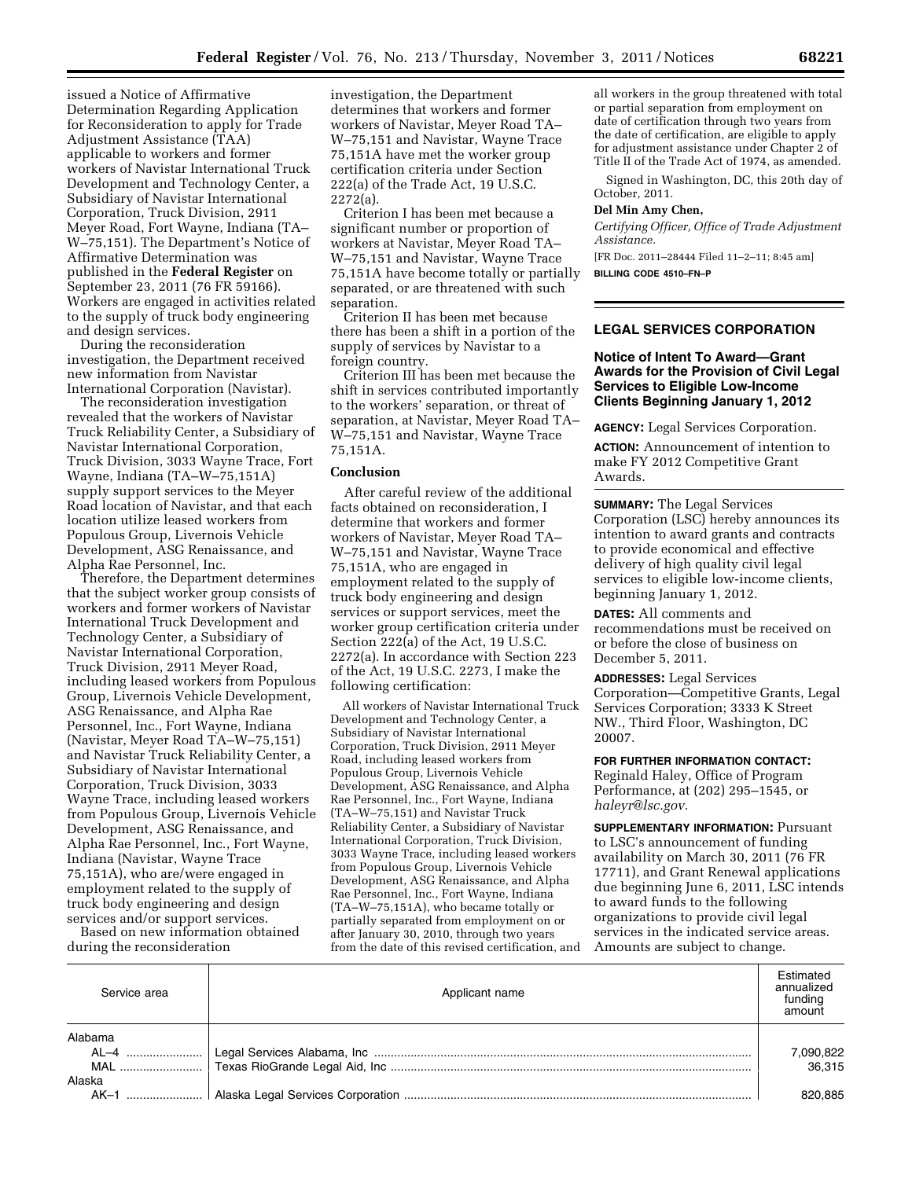issued a Notice of Affirmative Determination Regarding Application for Reconsideration to apply for Trade Adjustment Assistance (TAA) applicable to workers and former workers of Navistar International Truck Development and Technology Center, a Subsidiary of Navistar International Corporation, Truck Division, 2911 Meyer Road, Fort Wayne, Indiana (TA–W–75,151). The Department's Notice of Affirmative Determination was published in the **Federal Register** on September 23, 2011 (76 FR 59166). Workers are engaged in activities related to the supply of truck body engineering and design services.

During the reconsideration investigation, the Department received new information from Navistar International Corporation (Navistar).

The reconsideration investigation revealed that the workers of Navistar Truck Reliability Center, a Subsidiary of Navistar International Corporation, Truck Division, 3033 Wayne Trace, Fort Wayne, Indiana (TA–W–75,151A) supply support services to the Meyer Road location of Navistar, and that each location utilize leased workers from Populous Group, Livernois Vehicle Development, ASG Renaissance, and Alpha Rae Personnel, Inc.

Therefore, the Department determines that the subject worker group consists of workers and former workers of Navistar International Truck Development and Technology Center, a Subsidiary of Navistar International Corporation, Truck Division, 2911 Meyer Road, including leased workers from Populous Group, Livernois Vehicle Development, ASG Renaissance, and Alpha Rae Personnel, Inc., Fort Wayne, Indiana (Navistar, Meyer Road TA–W–75,151) and Navistar Truck Reliability Center, a Subsidiary of Navistar International Corporation, Truck Division, 3033 Wayne Trace, including leased workers from Populous Group, Livernois Vehicle Development, ASG Renaissance, and Alpha Rae Personnel, Inc., Fort Wayne, Indiana (Navistar, Wayne Trace 75,151A), who are/were engaged in employment related to the supply of truck body engineering and design services and/or support services.

Based on new information obtained during the reconsideration investigation, the Department determines that workers and former workers of Navistar, Meyer Road TA–W–75,151 and Navistar, Wayne Trace 75,151A have met the worker group certification criteria under Section 222(a) of the Trade Act, 19 U.S.C. 2272(a).

Criterion I has been met because a significant number or proportion of workers at Navistar, Meyer Road TA–W–75,151 and Navistar, Wayne Trace 75,151A have become totally or partially separated, or are threatened with such separation.

Criterion II has been met because there has been a shift in a portion of the supply of services by Navistar to a foreign country.

Criterion III has been met because the shift in services contributed importantly to the workers' separation, or threat of separation, at Navistar, Meyer Road TA–W–75,151 and Navistar, Wayne Trace 75,151A.

### Conclusion

After careful review of the additional facts obtained on reconsideration, I determine that workers and former workers of Navistar, Meyer Road TA–W–75,151 and Navistar, Wayne Trace 75,151A, who are engaged in employment related to the supply of truck body engineering and design services or support services, meet the worker group certification criteria under Section 222(a) of the Act, 19 U.S.C. 2272(a). In accordance with Section 223 of the Act, 19 U.S.C. 2273, I make the following certification:

> All workers of Navistar International Truck Development and Technology Center, a Subsidiary of Navistar International Corporation, Truck Division, 2911 Meyer Road, including leased workers from Populous Group, Livernois Vehicle Development, ASG Renaissance, and Alpha Rae Personnel, Inc., Fort Wayne, Indiana (TA–W–75,151) and Navistar Truck Reliability Center, a Subsidiary of Navistar International Corporation, Truck Division, 3033 Wayne Trace, including leased workers from Populous Group, Livernois Vehicle Development, ASG Renaissance, and Alpha Rae Personnel, Inc., Fort Wayne, Indiana (TA–W–75,151A), who became totally or partially separated from employment on or after January 30, 2010, through two years from the date of this revised certification, and all workers in the group threatened with total or partial separation from employment on date of certification through two years from the date of certification, are eligible to apply for adjustment assistance under Chapter 2 of Title II of the Trade Act of 1974, as amended.

Signed in Washington, DC, this 20th day of October, 2011.

**Del Min Amy Chen,**

*Certifying Officer, Office of Trade Adjustment Assistance.*

[FR Doc. 2011–28444 Filed 11–2–11; 8:45 am]

**BILLING CODE 4510–FN–P**

## LEGAL SERVICES CORPORATION

### Notice of Intent To Award—Grant Awards for the Provision of Civil Legal Services to Eligible Low-Income Clients Beginning January 1, 2012

**AGENCY:** Legal Services Corporation.

**ACTION:** Announcement of intention to make FY 2012 Competitive Grant Awards.

**SUMMARY:** The Legal Services Corporation (LSC) hereby announces its intention to award grants and contracts to provide economical and effective delivery of high quality civil legal services to eligible low-income clients, beginning January 1, 2012.

**DATES:** All comments and recommendations must be received on or before the close of business on December 5, 2011.

**ADDRESSES:** Legal Services Corporation—Competitive Grants, Legal Services Corporation; 3333 K Street NW., Third Floor, Washington, DC 20007.

**FOR FURTHER INFORMATION CONTACT:** Reginald Haley, Office of Program Performance, at (202) 295–1545, or *haleyr@lsc.gov.*

**SUPPLEMENTARY INFORMATION:** Pursuant to LSC's announcement of funding availability on March 30, 2011 (76 FR 17711), and Grant Renewal applications due beginning June 6, 2011, LSC intends to award funds to the following organizations to provide civil legal services in the indicated service areas. Amounts are subject to change.

| Service area | Applicant name | Estimated annualized funding amount |
|---|---|---|
| Alabama | | |
| AL–4 | Legal Services Alabama, Inc | 7,090,822 |
| MAL | Texas RioGrande Legal Aid, Inc | 36,315 |
| Alaska | | |
| AK–1 | Alaska Legal Services Corporation | 820,885 |